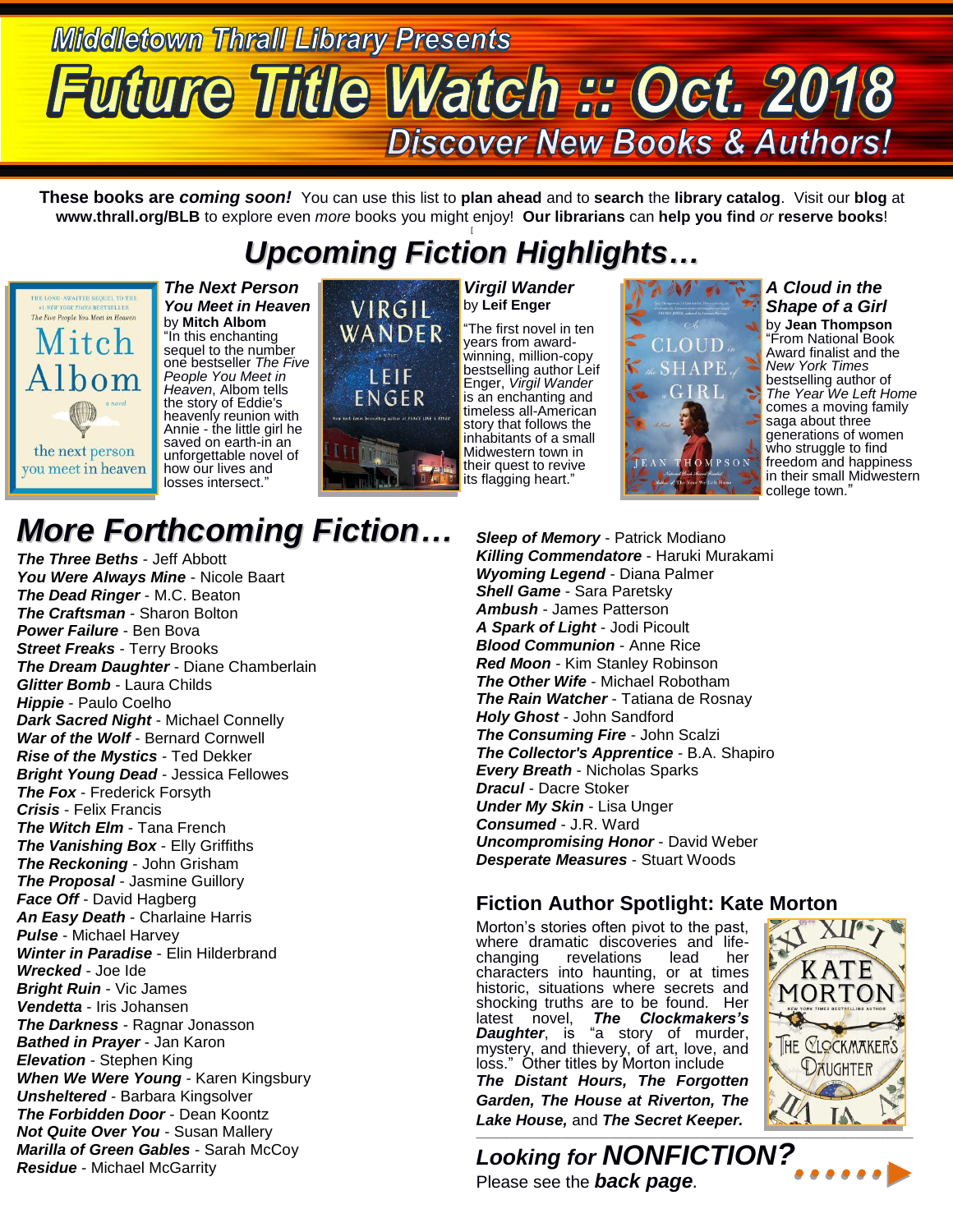Middletown Thrall Library Presents

# Future Title Watch :: Oct. 2018

Discover New Books & Authors!

**These books are *coming soon!*** You can use this list to **plan ahead** and to **search** the **library catalog**. Visit our **blog** at **www.thrall.org/BLB** to explore even *more* books you might enjoy! **Our librarians** can **help you find** *or* **reserve books**!

## *Upcoming Fiction Highlights…*

***The Next Person You Meet in Heaven***
by **Mitch Albom**
"In this enchanting sequel to the number one bestseller *The Five People You Meet in Heaven*, Albom tells the story of Eddie's heavenly reunion with Annie - the little girl he saved on earth-in an unforgettable novel of how our lives and losses intersect."

***Virgil Wander***
by **Leif Enger**
"The first novel in ten years from award-winning, million-copy bestselling author Leif Enger, *Virgil Wander* is an enchanting and timeless all-American story that follows the inhabitants of a small Midwestern town in their quest to revive its flagging heart."

***A Cloud in the Shape of a Girl***
by **Jean Thompson**
"From National Book Award finalist and the *New York Times* bestselling author of *The Year We Left Home* comes a moving family saga about three generations of women who struggle to find freedom and happiness in their small Midwestern college town."

## *More Forthcoming Fiction…*

***The Three Beths*** - Jeff Abbott
***You Were Always Mine*** - Nicole Baart
***The Dead Ringer*** - M.C. Beaton
***The Craftsman*** - Sharon Bolton
***Power Failure*** - Ben Bova
***Street Freaks*** - Terry Brooks
***The Dream Daughter*** - Diane Chamberlain
***Glitter Bomb*** - Laura Childs
***Hippie*** - Paulo Coelho
***Dark Sacred Night*** - Michael Connelly
***War of the Wolf*** - Bernard Cornwell
***Rise of the Mystics*** - Ted Dekker
***Bright Young Dead*** - Jessica Fellowes
***The Fox*** - Frederick Forsyth
***Crisis*** - Felix Francis
***The Witch Elm*** - Tana French
***The Vanishing Box*** - Elly Griffiths
***The Reckoning*** - John Grisham
***The Proposal*** - Jasmine Guillory
***Face Off*** - David Hagberg
***An Easy Death*** - Charlaine Harris
***Pulse*** - Michael Harvey
***Winter in Paradise*** - Elin Hilderbrand
***Wrecked*** - Joe Ide
***Bright Ruin*** - Vic James
***Vendetta*** - Iris Johansen
***The Darkness*** - Ragnar Jonasson
***Bathed in Prayer*** - Jan Karon
***Elevation*** - Stephen King
***When We Were Young*** - Karen Kingsbury
***Unsheltered*** - Barbara Kingsolver
***The Forbidden Door*** - Dean Koontz
***Not Quite Over You*** - Susan Mallery
***Marilla of Green Gables*** - Sarah McCoy
***Residue*** - Michael McGarrity
***Sleep of Memory*** - Patrick Modiano
***Killing Commendatore*** - Haruki Murakami
***Wyoming Legend*** - Diana Palmer
***Shell Game*** - Sara Paretsky
***Ambush*** - James Patterson
***A Spark of Light*** - Jodi Picoult
***Blood Communion*** - Anne Rice
***Red Moon*** - Kim Stanley Robinson
***The Other Wife*** - Michael Robotham
***The Rain Watcher*** - Tatiana de Rosnay
***Holy Ghost*** - John Sandford
***The Consuming Fire*** - John Scalzi
***The Collector's Apprentice*** - B.A. Shapiro
***Every Breath*** - Nicholas Sparks
***Dracul*** - Dacre Stoker
***Under My Skin*** - Lisa Unger
***Consumed*** - J.R. Ward
***Uncompromising Honor*** - David Weber
***Desperate Measures*** - Stuart Woods

### Fiction Author Spotlight: Kate Morton

Morton's stories often pivot to the past, where dramatic discoveries and life-changing revelations lead her characters into haunting, or at times historic, situations where secrets and shocking truths are to be found. Her latest novel, ***The Clockmaker's Daughter***, is "a story of murder, mystery, and thievery, of art, love, and loss." Other titles by Morton include ***The Distant Hours, The Forgotten Garden, The House at Riverton, The Lake House,*** and ***The Secret Keeper.***

***Looking for NONFICTION?***
Please see the ***back page***.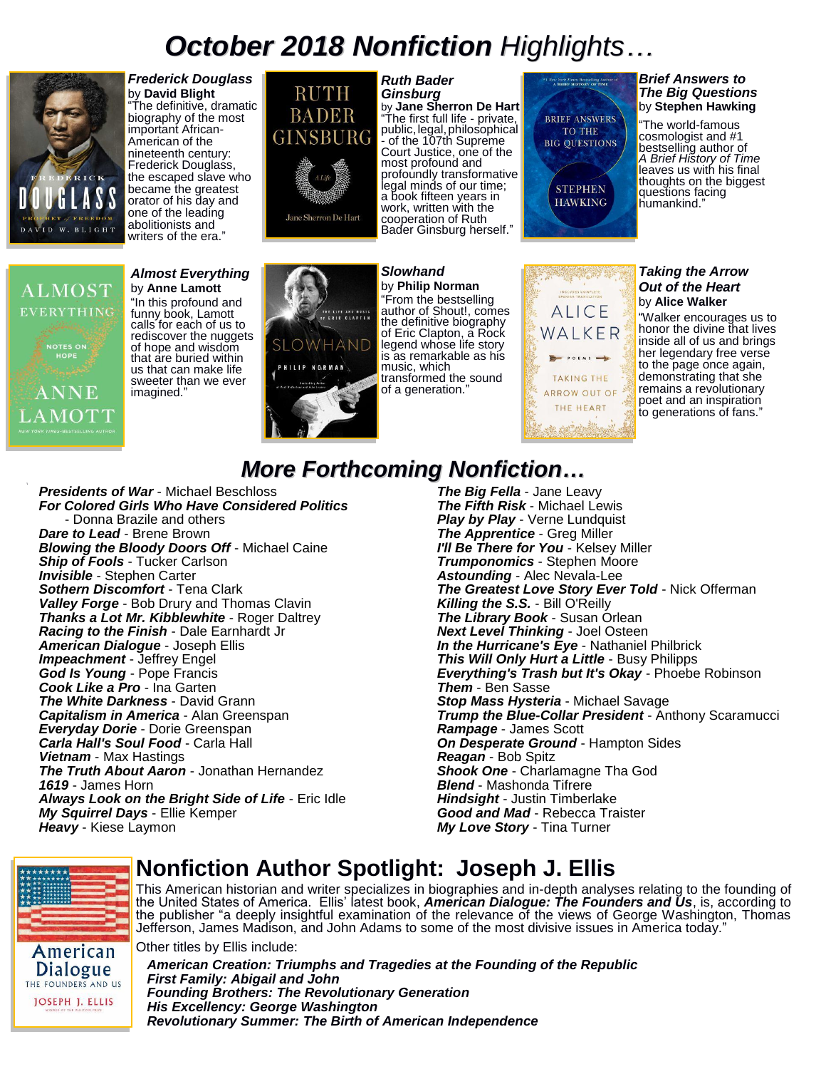# *October 2018 Nonfiction Highlights…*

***Frederick Douglass***
by **David Blight**
"The definitive, dramatic biography of the most important African-American of the nineteenth century: Frederick Douglass, the escaped slave who became the greatest orator of his day and one of the leading abolitionists and writers of the era."

***Ruth Bader Ginsburg***
by **Jane Sherron De Hart**
"The first full life - private, public, legal, philosophical - of the 107th Supreme Court Justice, one of the most profound and profoundly transformative legal minds of our time; a book fifteen years in work, written with the cooperation of Ruth Bader Ginsburg herself."

***Brief Answers to The Big Questions***
by **Stephen Hawking**
"The world-famous cosmologist and #1 bestselling author of *A Brief History of Time* leaves us with his final thoughts on the biggest questions facing humankind."

***Almost Everything***
by **Anne Lamott**
"In this profound and funny book, Lamott calls for each of us to rediscover the nuggets of hope and wisdom that are buried within us that can make life sweeter than we ever imagined."

***Slowhand***
by **Philip Norman**
"From the bestselling author of Shout!, comes the definitive biography of Eric Clapton, a Rock legend whose life story is as remarkable as his music, which transformed the sound of a generation."

***Taking the Arrow Out of the Heart***
by **Alice Walker**
"Walker encourages us to honor the divine that lives inside all of us and brings her legendary free verse to the page once again, demonstrating that she remains a revolutionary poet and an inspiration to generations of fans."

## *More Forthcoming Nonfiction…*

***Presidents of War*** - Michael Beschloss
***For Colored Girls Who Have Considered Politics*** - Donna Brazile and others
***Dare to Lead*** - Brene Brown
***Blowing the Bloody Doors Off*** - Michael Caine
***Ship of Fools*** - Tucker Carlson
***Invisible*** - Stephen Carter
***Sothern Discomfort*** - Tena Clark
***Valley Forge*** - Bob Drury and Thomas Clavin
***Thanks a Lot Mr. Kibblewhite*** - Roger Daltrey
***Racing to the Finish*** - Dale Earnhardt Jr
***American Dialogue*** - Joseph Ellis
***Impeachment*** - Jeffrey Engel
***God Is Young*** - Pope Francis
***Cook Like a Pro*** - Ina Garten
***The White Darkness*** - David Grann
***Capitalism in America*** - Alan Greenspan
***Everyday Dorie*** - Dorie Greenspan
***Carla Hall's Soul Food*** - Carla Hall
***Vietnam*** - Max Hastings
***The Truth About Aaron*** - Jonathan Hernandez
***1619*** - James Horn
***Always Look on the Bright Side of Life*** - Eric Idle
***My Squirrel Days*** - Ellie Kemper
***Heavy*** - Kiese Laymon
***The Big Fella*** - Jane Leavy
***The Fifth Risk*** - Michael Lewis
***Play by Play*** - Verne Lundquist
***The Apprentice*** - Greg Miller
***I'll Be There for You*** - Kelsey Miller
***Trumponomics*** - Stephen Moore
***Astounding*** - Alec Nevala-Lee
***The Greatest Love Story Ever Told*** - Nick Offerman
***Killing the S.S.*** - Bill O'Reilly
***The Library Book*** - Susan Orlean
***Next Level Thinking*** - Joel Osteen
***In the Hurricane's Eye*** - Nathaniel Philbrick
***This Will Only Hurt a Little*** - Busy Philipps
***Everything's Trash but It's Okay*** - Phoebe Robinson
***Them*** - Ben Sasse
***Stop Mass Hysteria*** - Michael Savage
***Trump the Blue-Collar President*** - Anthony Scaramucci
***Rampage*** - James Scott
***On Desperate Ground*** - Hampton Sides
***Reagan*** - Bob Spitz
***Shook One*** - Charlamagne Tha God
***Blend*** - Mashonda Tifrere
***Hindsight*** - Justin Timberlake
***Good and Mad*** - Rebecca Traister
***My Love Story*** - Tina Turner

## Nonfiction Author Spotlight: Joseph J. Ellis

This American historian and writer specializes in biographies and in-depth analyses relating to the founding of the United States of America. Ellis' latest book, ***American Dialogue: The Founders and Us***, is, according to the publisher "a deeply insightful examination of the relevance of the views of George Washington, Thomas Jefferson, James Madison, and John Adams to some of the most divisive issues in America today."

Other titles by Ellis include:

***American Creation: Triumphs and Tragedies at the Founding of the Republic***
***First Family: Abigail and John***
***Founding Brothers: The Revolutionary Generation***
***His Excellency: George Washington***
***Revolutionary Summer: The Birth of American Independence***